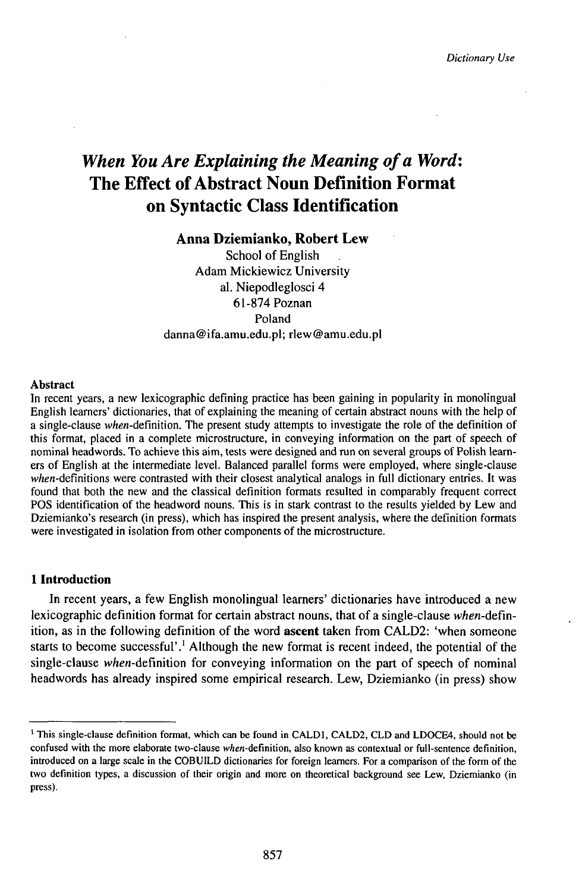# *When You Are Explaining the Meaning of a Word*: The Effect of Abstract Noun Definition Format on Syntactic Class Identification

**Anna Dziemianko, Robert Lew**

School of English
Adam Mickiewicz University
al. Niepodleglosci 4
61-874 Poznan
Poland
danna@ifa.amu.edu.pl; rlew@amu.edu.pl

**Abstract**

In recent years, a new lexicographic defining practice has been gaining in popularity in monolingual English learners' dictionaries, that of explaining the meaning of certain abstract nouns with the help of a single-clause *when*-definition. The present study attempts to investigate the role of the definition of this format, placed in a complete microstructure, in conveying information on the part of speech of nominal headwords. To achieve this aim, tests were designed and run on several groups of Polish learners of English at the intermediate level. Balanced parallel forms were employed, where single-clause *when*-definitions were contrasted with their closest analytical analogs in full dictionary entries. It was found that both the new and the classical definition formats resulted in comparably frequent correct POS identification of the headword nouns. This is in stark contrast to the results yielded by Lew and Dziemianko's research (in press), which has inspired the present analysis, where the definition formats were investigated in isolation from other components of the microstructure.

## 1 Introduction

In recent years, a few English monolingual learners' dictionaries have introduced a new lexicographic definition format for certain abstract nouns, that of a single-clause *when*-definition, as in the following definition of the word **ascent** taken from CALD2: 'when someone starts to become successful'.[1] Although the new format is recent indeed, the potential of the single-clause *when*-definition for conveying information on the part of speech of nominal headwords has already inspired some empirical research. Lew, Dziemianko (in press) show

[1] This single-clause definition format, which can be found in CALD1, CALD2, CLD and LDOCE4, should not be confused with the more elaborate two-clause *when*-definition, also known as contextual or full-sentence definition, introduced on a large scale in the COBUILD dictionaries for foreign learners. For a comparison of the form of the two definition types, a discussion of their origin and more on theoretical background see Lew, Dziemianko (in press).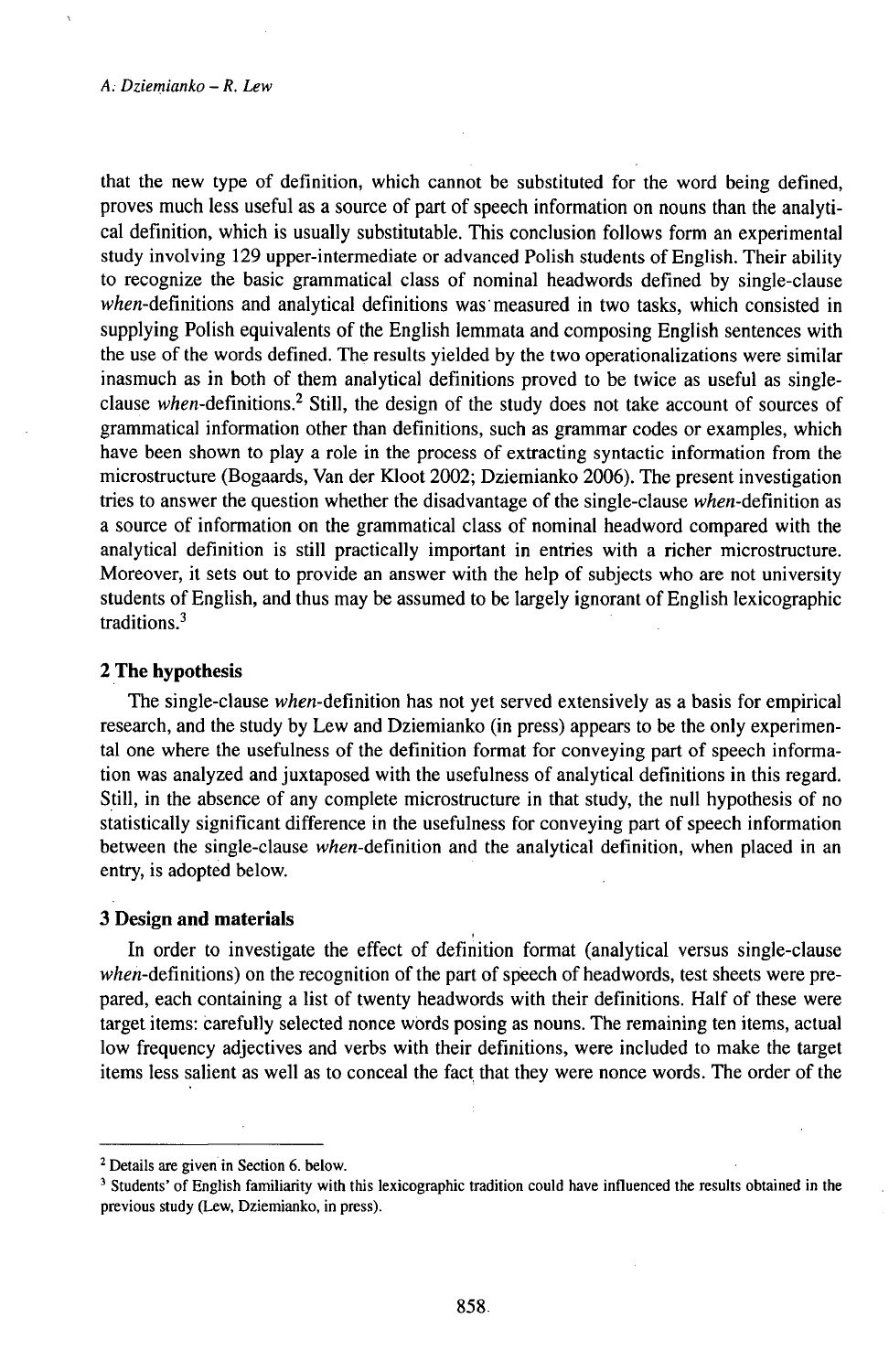that the new type of definition, which cannot be substituted for the word being defined, proves much less useful as a source of part of speech information on nouns than the analytical definition, which is usually substitutable. This conclusion follows form an experimental study involving 129 upper-intermediate or advanced Polish students of English. Their ability to recognize the basic grammatical class of nominal headwords defined by single-clause *when*-definitions and analytical definitions was measured in two tasks, which consisted in supplying Polish equivalents of the English lemmata and composing English sentences with the use of the words defined. The results yielded by the two operationalizations were similar inasmuch as in both of them analytical definitions proved to be twice as useful as single-clause *when*-definitions.[2] Still, the design of the study does not take account of sources of grammatical information other than definitions, such as grammar codes or examples, which have been shown to play a role in the process of extracting syntactic information from the microstructure (Bogaards, Van der Kloot 2002; Dziemianko 2006). The present investigation tries to answer the question whether the disadvantage of the single-clause *when*-definition as a source of information on the grammatical class of nominal headword compared with the analytical definition is still practically important in entries with a richer microstructure. Moreover, it sets out to provide an answer with the help of subjects who are not university students of English, and thus may be assumed to be largely ignorant of English lexicographic traditions.[3]

## 2 The hypothesis

The single-clause *when*-definition has not yet served extensively as a basis for empirical research, and the study by Lew and Dziemianko (in press) appears to be the only experimental one where the usefulness of the definition format for conveying part of speech information was analyzed and juxtaposed with the usefulness of analytical definitions in this regard. Still, in the absence of any complete microstructure in that study, the null hypothesis of no statistically significant difference in the usefulness for conveying part of speech information between the single-clause *when*-definition and the analytical definition, when placed in an entry, is adopted below.

## 3 Design and materials

In order to investigate the effect of definition format (analytical versus single-clause *when*-definitions) on the recognition of the part of speech of headwords, test sheets were prepared, each containing a list of twenty headwords with their definitions. Half of these were target items: carefully selected nonce words posing as nouns. The remaining ten items, actual low frequency adjectives and verbs with their definitions, were included to make the target items less salient as well as to conceal the fact that they were nonce words. The order of the

---

[2] Details are given in Section 6. below.

[3] Students' of English familiarity with this lexicographic tradition could have influenced the results obtained in the previous study (Lew, Dziemianko, in press).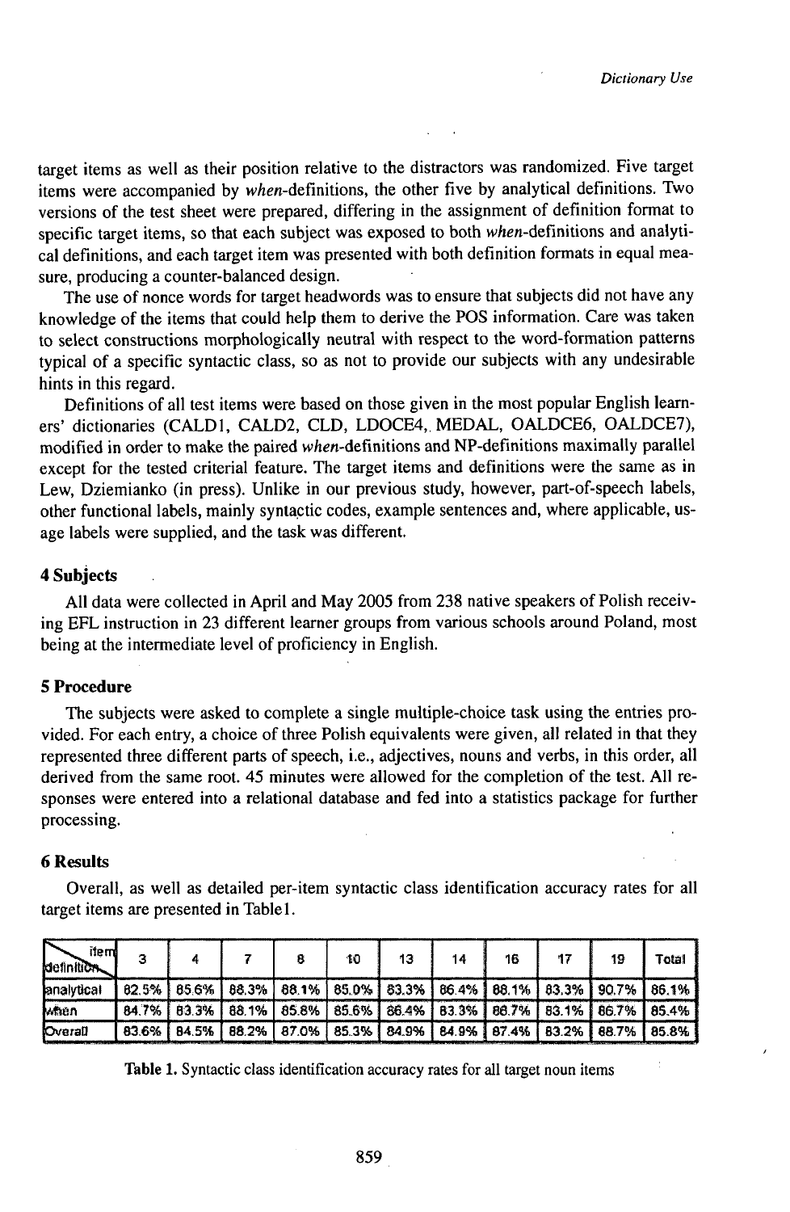target items as well as their position relative to the distractors was randomized. Five target items were accompanied by *when*-definitions, the other five by analytical definitions. Two versions of the test sheet were prepared, differing in the assignment of definition format to specific target items, so that each subject was exposed to both *when*-definitions and analytical definitions, and each target item was presented with both definition formats in equal measure, producing a counter-balanced design.

The use of nonce words for target headwords was to ensure that subjects did not have any knowledge of the items that could help them to derive the POS information. Care was taken to select constructions morphologically neutral with respect to the word-formation patterns typical of a specific syntactic class, so as not to provide our subjects with any undesirable hints in this regard.

Definitions of all test items were based on those given in the most popular English learners' dictionaries (CALD1, CALD2, CLD, LDOCE4, MEDAL, OALDCE6, OALDCE7), modified in order to make the paired *when*-definitions and NP-definitions maximally parallel except for the tested criterial feature. The target items and definitions were the same as in Lew, Dziemianko (in press). Unlike in our previous study, however, part-of-speech labels, other functional labels, mainly syntactic codes, example sentences and, where applicable, usage labels were supplied, and the task was different.

## 4 Subjects

All data were collected in April and May 2005 from 238 native speakers of Polish receiving EFL instruction in 23 different learner groups from various schools around Poland, most being at the intermediate level of proficiency in English.

## 5 Procedure

The subjects were asked to complete a single multiple-choice task using the entries provided. For each entry, a choice of three Polish equivalents were given, all related in that they represented three different parts of speech, i.e., adjectives, nouns and verbs, in this order, all derived from the same root. 45 minutes were allowed for the completion of the test. All responses were entered into a relational database and fed into a statistics package for further processing.

## 6 Results

Overall, as well as detailed per-item syntactic class identification accuracy rates for all target items are presented in Table1.

| item / definition | 3 | 4 | 7 | 8 | 10 | 13 | 14 | 16 | 17 | 19 | Total |
|---|---|---|---|---|---|---|---|---|---|---|---|
| analytical | 82.5% | 85.6% | 88.3% | 88.1% | 85.0% | 83.3% | 86.4% | 88.1% | 83.3% | 90.7% | 86.1% |
| when | 84.7% | 83.3% | 88.1% | 85.8% | 85.6% | 86.4% | 83.3% | 86.7% | 83.1% | 86.7% | 85.4% |
| Overall | 83.6% | 84.5% | 88.2% | 87.0% | 85.3% | 84.9% | 84.9% | 87.4% | 83.2% | 88.7% | 85.8% |

**Table 1.** Syntactic class identification accuracy rates for all target noun items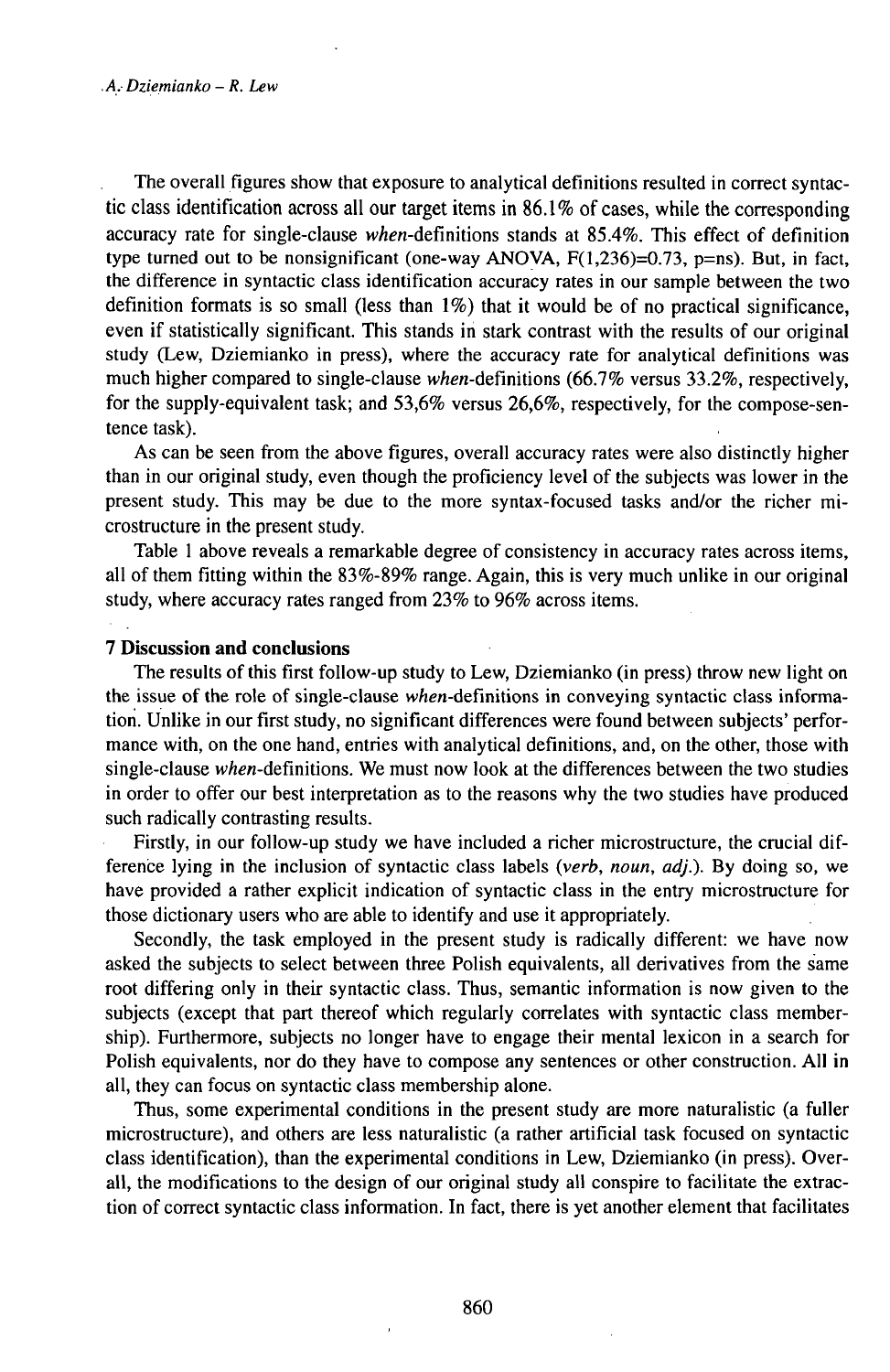The overall figures show that exposure to analytical definitions resulted in correct syntactic class identification across all our target items in 86.1% of cases, while the corresponding accuracy rate for single-clause *when*-definitions stands at 85.4%. This effect of definition type turned out to be nonsignificant (one-way ANOVA, $F(1,236)=0.73$, p=ns). But, in fact, the difference in syntactic class identification accuracy rates in our sample between the two definition formats is so small (less than 1%) that it would be of no practical significance, even if statistically significant. This stands in stark contrast with the results of our original study (Lew, Dziemianko in press), where the accuracy rate for analytical definitions was much higher compared to single-clause *when*-definitions (66.7% versus 33.2%, respectively, for the supply-equivalent task; and 53,6% versus 26,6%, respectively, for the compose-sentence task).

As can be seen from the above figures, overall accuracy rates were also distinctly higher than in our original study, even though the proficiency level of the subjects was lower in the present study. This may be due to the more syntax-focused tasks and/or the richer microstructure in the present study.

Table 1 above reveals a remarkable degree of consistency in accuracy rates across items, all of them fitting within the 83%-89% range. Again, this is very much unlike in our original study, where accuracy rates ranged from 23% to 96% across items.

**7 Discussion and conclusions**

The results of this first follow-up study to Lew, Dziemianko (in press) throw new light on the issue of the role of single-clause *when*-definitions in conveying syntactic class information. Unlike in our first study, no significant differences were found between subjects' performance with, on the one hand, entries with analytical definitions, and, on the other, those with single-clause *when*-definitions. We must now look at the differences between the two studies in order to offer our best interpretation as to the reasons why the two studies have produced such radically contrasting results.

Firstly, in our follow-up study we have included a richer microstructure, the crucial difference lying in the inclusion of syntactic class labels (*verb*, *noun*, *adj*.). By doing so, we have provided a rather explicit indication of syntactic class in the entry microstructure for those dictionary users who are able to identify and use it appropriately.

Secondly, the task employed in the present study is radically different: we have now asked the subjects to select between three Polish equivalents, all derivatives from the same root differing only in their syntactic class. Thus, semantic information is now given to the subjects (except that part thereof which regularly correlates with syntactic class membership). Furthermore, subjects no longer have to engage their mental lexicon in a search for Polish equivalents, nor do they have to compose any sentences or other construction. All in all, they can focus on syntactic class membership alone.

Thus, some experimental conditions in the present study are more naturalistic (a fuller microstructure), and others are less naturalistic (a rather artificial task focused on syntactic class identification), than the experimental conditions in Lew, Dziemianko (in press). Overall, the modifications to the design of our original study all conspire to facilitate the extraction of correct syntactic class information. In fact, there is yet another element that facilitates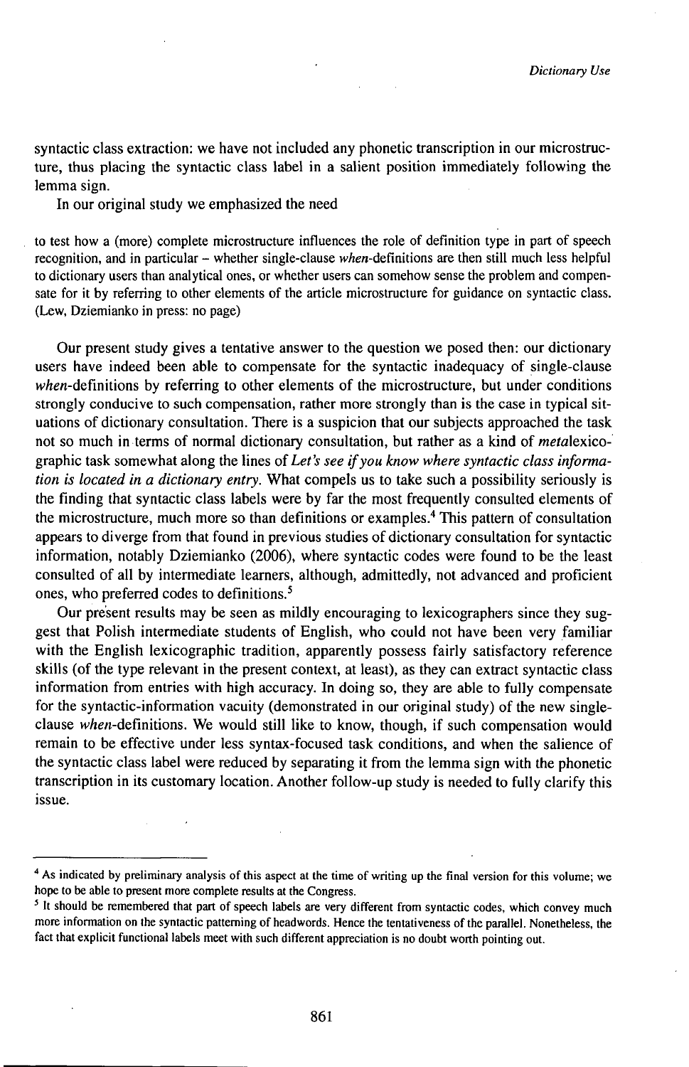syntactic class extraction: we have not included any phonetic transcription in our microstructure, thus placing the syntactic class label in a salient position immediately following the lemma sign.

In our original study we emphasized the need

> to test how a (more) complete microstructure influences the role of definition type in part of speech recognition, and in particular – whether single-clause *when*-definitions are then still much less helpful to dictionary users than analytical ones, or whether users can somehow sense the problem and compensate for it by referring to other elements of the article microstructure for guidance on syntactic class. (Lew, Dziemianko in press: no page)

Our present study gives a tentative answer to the question we posed then: our dictionary users have indeed been able to compensate for the syntactic inadequacy of single-clause *when*-definitions by referring to other elements of the microstructure, but under conditions strongly conducive to such compensation, rather more strongly than is the case in typical situations of dictionary consultation. There is a suspicion that our subjects approached the task not so much in terms of normal dictionary consultation, but rather as a kind of *meta*lexicographic task somewhat along the lines of *Let's see if you know where syntactic class information is located in a dictionary entry.* What compels us to take such a possibility seriously is the finding that syntactic class labels were by far the most frequently consulted elements of the microstructure, much more so than definitions or examples.[4] This pattern of consultation appears to diverge from that found in previous studies of dictionary consultation for syntactic information, notably Dziemianko (2006), where syntactic codes were found to be the least consulted of all by intermediate learners, although, admittedly, not advanced and proficient ones, who preferred codes to definitions.[5]

Our present results may be seen as mildly encouraging to lexicographers since they suggest that Polish intermediate students of English, who could not have been very familiar with the English lexicographic tradition, apparently possess fairly satisfactory reference skills (of the type relevant in the present context, at least), as they can extract syntactic class information from entries with high accuracy. In doing so, they are able to fully compensate for the syntactic-information vacuity (demonstrated in our original study) of the new single-clause *when*-definitions. We would still like to know, though, if such compensation would remain to be effective under less syntax-focused task conditions, and when the salience of the syntactic class label were reduced by separating it from the lemma sign with the phonetic transcription in its customary location. Another follow-up study is needed to fully clarify this issue.

---

[4] As indicated by preliminary analysis of this aspect at the time of writing up the final version for this volume; we hope to be able to present more complete results at the Congress.

[5] It should be remembered that part of speech labels are very different from syntactic codes, which convey much more information on the syntactic patterning of headwords. Hence the tentativeness of the parallel. Nonetheless, the fact that explicit functional labels meet with such different appreciation is no doubt worth pointing out.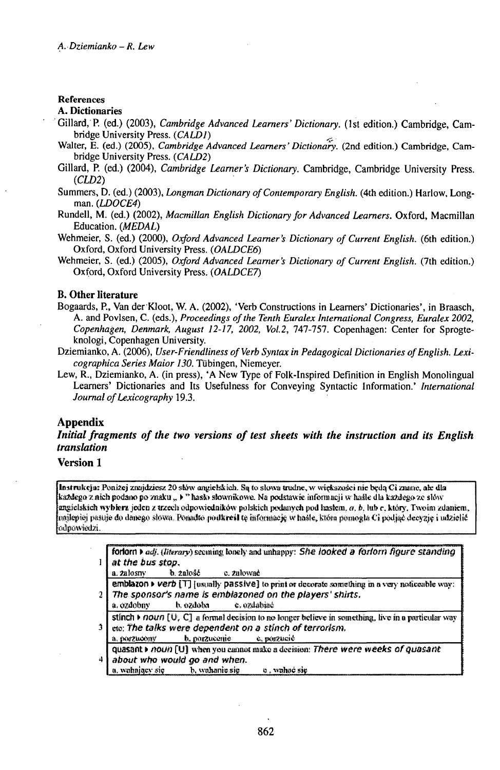## References

### A. Dictionaries

Gillard, P. (ed.) (2003), *Cambridge Advanced Learners' Dictionary*. (1st edition.) Cambridge, Cambridge University Press. (*CALD1*)

Walter, E. (ed.) (2005), *Cambridge Advanced Learners' Dictionary*. (2nd edition.) Cambridge, Cambridge University Press. (*CALD2*)

Gillard, P. (ed.) (2004), *Cambridge Learner's Dictionary*. Cambridge, Cambridge University Press. (*CLD2*)

Summers, D. (ed.) (2003), *Longman Dictionary of Contemporary English*. (4th edition.) Harlow, Longman. (*LDOCE4*)

Rundell, M. (ed.) (2002), *Macmillan English Dictionary for Advanced Learners*. Oxford, Macmillan Education. (*MEDAL*)

Wehmeier, S. (ed.) (2000), *Oxford Advanced Learner's Dictionary of Current English*. (6th edition.) Oxford, Oxford University Press. (*OALDCE6*)

Wehmeier, S. (ed.) (2005), *Oxford Advanced Learner's Dictionary of Current English*. (7th edition.) Oxford, Oxford University Press. (*OALDCE7*)

### B. Other literature

Bogaards, P., Van der Kloot, W. A. (2002), 'Verb Constructions in Learners' Dictionaries', in Braasch, A. and Povlsen, C. (eds.), *Proceedings of the Tenth Euralex International Congress, Euralex 2002, Copenhagen, Denmark, August 12-17, 2002, Vol.2*, 747-757. Copenhagen: Center for Sprogteknologi, Copenhagen University.

Dziemianko, A. (2006), *User-Friendliness of Verb Syntax in Pedagogical Dictionaries of English. Lexicographica Series Maior 130*. Tübingen, Niemeyer.

Lew, R., Dziemianko, A. (in press), 'A New Type of Folk-Inspired Definition in English Monolingual Learners' Dictionaries and Its Usefulness for Conveying Syntactic Information.' *International Journal of Lexicography* 19.3.

## Appendix

### *Initial fragments of the two versions of test sheets with the instruction and its English translation*

### Version 1

**Instrukcja:** Poniżej znajdziesz 20 słów angielskich. Są to słowa trudne, w większości nie będą Ci znane, ale dla każdego z nich podano po znaku „ ▸ " hasło słownikowe. Na podstawie informacji w haśle dla każdego ze słów angielskich wybierz jeden z trzech odpowiedników polskich podanych pod hasłem, *a*, *b*, lub *c*, który, Twoim zdaniem, najlepiej pasuje do danego słowa. Ponadto podkreśl tę informację w haśle, która pomogła Ci podjąć decyzję i udzielić odpowiedzi.

| | |
|---|---|
| 1 | **forlorn** ▸ *adj.* (*literary*) seeming lonely and unhappy: *She looked a forlorn figure standing at the bus stop.*<br>a. żałosny  b. żałość  c. żalować |
| 2 | **emblazon** ▸ *verb* [T] [usually passive] to print or decorate something in a very noticeable way: *The sponsor's name is emblazoned on the players' shirts.*<br>a. ozdobny  b. ozdoba  c. ozdabiać |
| 3 | **stinch** ▸ *noun* [U, C] a formal decision to no longer believe in something, live in a particular way etc: *The talks were dependent on a stinch of terrorism.*<br>a. porzucony  b. porzucenie  c. porzucić |
| 4 | **quasant** ▸ *noun* [U] when you cannot make a decision: *There were weeks of quasant about who would go and when.*<br>a. wahający się  b. wahanie się  c. wahać się |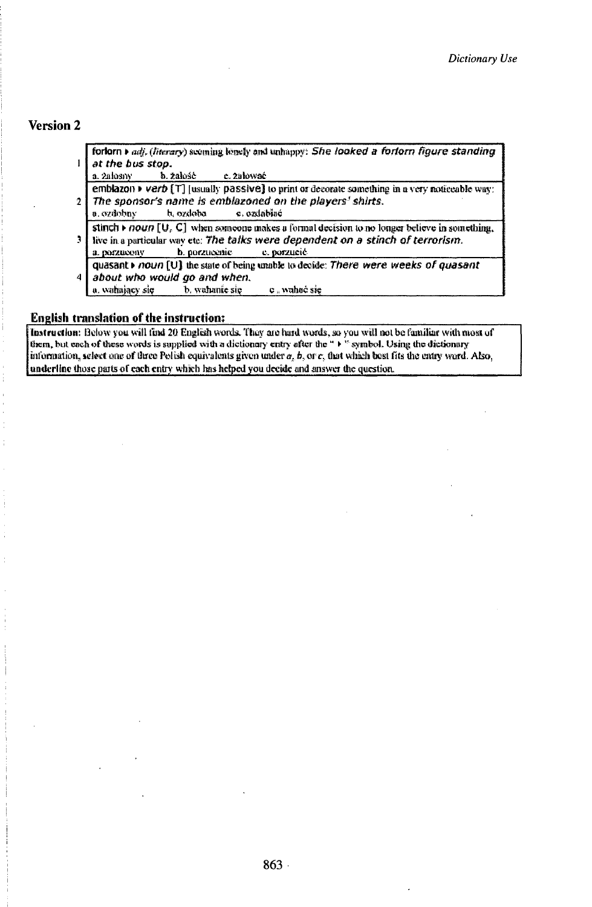## Version 2

| | |
|---|---|
| 1 | **forlorn** ▸ *adj.* (*literary*) seeming lonely and unhappy: *She looked a forlorn figure standing at the bus stop.* <br> a. żałosny b. żałość c. żałować |
| 2 | **emblazon** ▸ *verb* [T] [usually **passive**] to print or decorate something in a very noticeable way: *The sponsor's name is emblazoned on the players' shirts.* <br> a. ozdobny b. ozdoba c. ozdabiać |
| 3 | **stinch** ▸ *noun* [U, C] when someone makes a formal decision to no longer believe in something, live in a particular way etc: *The talks were dependent on a stinch of terrorism.* <br> a. porzucony b. porzucenie c. porzucić |
| 4 | **quasant** ▸ *noun* [U] the state of being unable to decide: *There were weeks of quasant about who would go and when.* <br> a. wahający się b. wahanie się c. wahać się |

**English translation of the instruction:**

**Instruction:** Below you will find 20 English words. They are hard words, so you will not be familiar with most of them, but each of these words is supplied with a dictionary entry after the " ▸ " symbol. Using the dictionary information, select one of three Polish equivalents given under *a*, *b*, or *c*, that which best fits the entry word. Also, **underline** those parts of each entry which has helped you decide and answer the question.